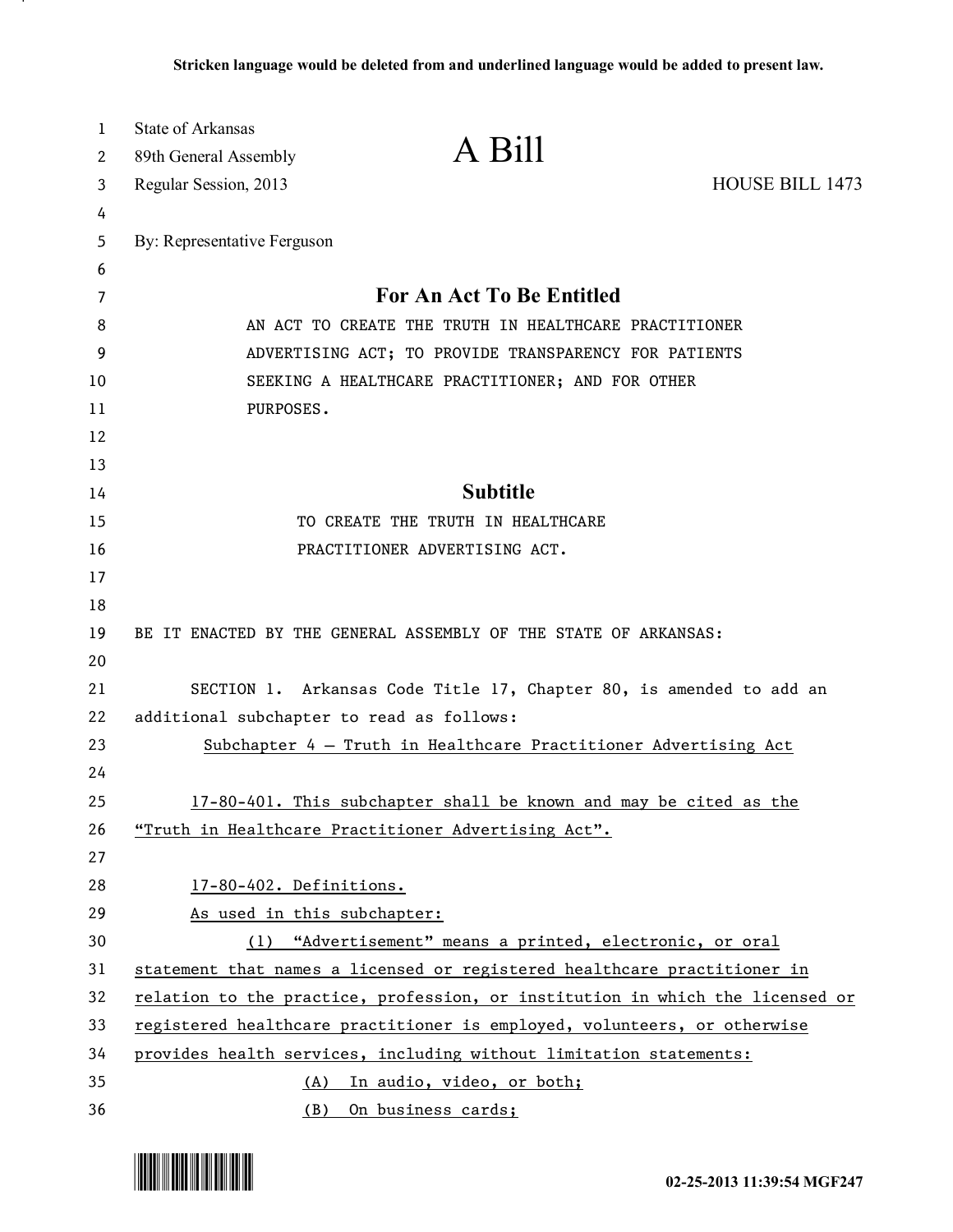Stricken language would be deleted from and underlined language would be added to present law.

State of Arkansas
89th General Assembly
Regular Session, 2013

# A Bill

HOUSE BILL 1473

By: Representative Ferguson

## For An Act To Be Entitled

AN ACT TO CREATE THE TRUTH IN HEALTHCARE PRACTITIONER ADVERTISING ACT; TO PROVIDE TRANSPARENCY FOR PATIENTS SEEKING A HEALTHCARE PRACTITIONER; AND FOR OTHER PURPOSES.

## Subtitle

TO CREATE THE TRUTH IN HEALTHCARE PRACTITIONER ADVERTISING ACT.

BE IT ENACTED BY THE GENERAL ASSEMBLY OF THE STATE OF ARKANSAS:

SECTION 1. Arkansas Code Title 17, Chapter 80, is amended to add an additional subchapter to read as follows:

Subchapter 4 — Truth in Healthcare Practitioner Advertising Act

17-80-401. This subchapter shall be known and may be cited as the "Truth in Healthcare Practitioner Advertising Act".

17-80-402. Definitions.

As used in this subchapter:

(1) "Advertisement" means a printed, electronic, or oral statement that names a licensed or registered healthcare practitioner in relation to the practice, profession, or institution in which the licensed or registered healthcare practitioner is employed, volunteers, or otherwise provides health services, including without limitation statements:

(A) In audio, video, or both;

(B) On business cards;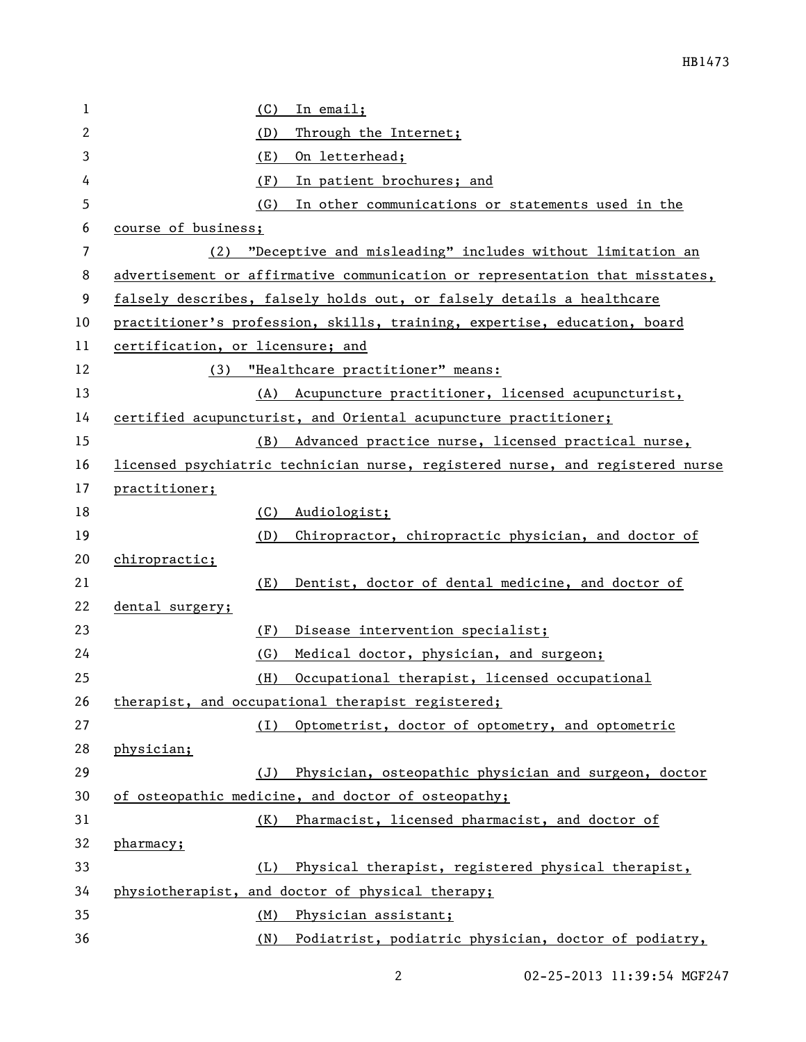(C) In email;

(D) Through the Internet;

(E) On letterhead;

(F) In patient brochures; and

(G) In other communications or statements used in the course of business;

(2) "Deceptive and misleading" includes without limitation an advertisement or affirmative communication or representation that misstates, falsely describes, falsely holds out, or falsely details a healthcare practitioner's profession, skills, training, expertise, education, board certification, or licensure; and

(3) "Healthcare practitioner" means:

(A) Acupuncture practitioner, licensed acupuncturist, certified acupuncturist, and Oriental acupuncture practitioner;

(B) Advanced practice nurse, licensed practical nurse, licensed psychiatric technician nurse, registered nurse, and registered nurse practitioner;

(C) Audiologist;

(D) Chiropractor, chiropractic physician, and doctor of chiropractic;

(E) Dentist, doctor of dental medicine, and doctor of dental surgery;

(F) Disease intervention specialist;

(G) Medical doctor, physician, and surgeon;

(H) Occupational therapist, licensed occupational therapist, and occupational therapist registered;

(I) Optometrist, doctor of optometry, and optometric physician;

(J) Physician, osteopathic physician and surgeon, doctor of osteopathic medicine, and doctor of osteopathy;

(K) Pharmacist, licensed pharmacist, and doctor of pharmacy;

(L) Physical therapist, registered physical therapist, physiotherapist, and doctor of physical therapy;

(M) Physician assistant;

(N) Podiatrist, podiatric physician, doctor of podiatry,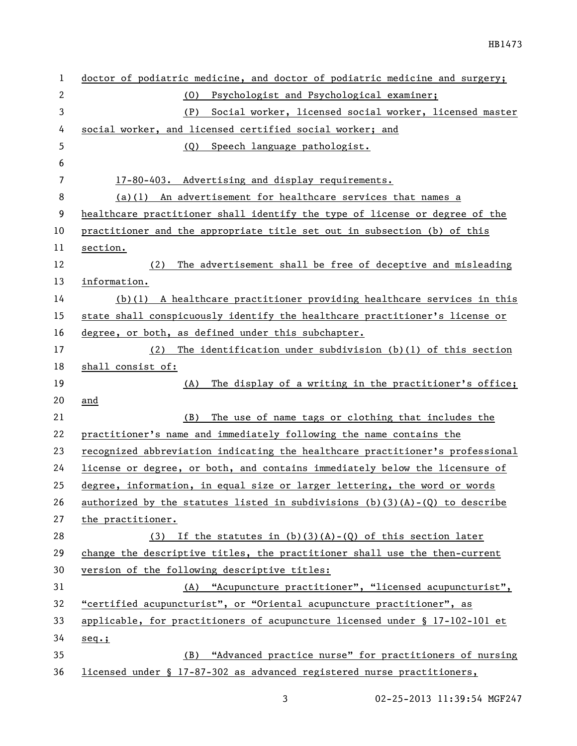doctor of podiatric medicine, and doctor of podiatric medicine and surgery;

(O) Psychologist and Psychological examiner;

(P) Social worker, licensed social worker, licensed master social worker, and licensed certified social worker; and

(Q) Speech language pathologist.

17-80-403. Advertising and display requirements.

(a)(1) An advertisement for healthcare services that names a healthcare practitioner shall identify the type of license or degree of the practitioner and the appropriate title set out in subsection (b) of this section.

(2) The advertisement shall be free of deceptive and misleading information.

(b)(1) A healthcare practitioner providing healthcare services in this state shall conspicuously identify the healthcare practitioner's license or degree, or both, as defined under this subchapter.

(2) The identification under subdivision (b)(1) of this section shall consist of:

(A) The display of a writing in the practitioner's office; and

(B) The use of name tags or clothing that includes the practitioner's name and immediately following the name contains the recognized abbreviation indicating the healthcare practitioner's professional license or degree, or both, and contains immediately below the licensure of degree, information, in equal size or larger lettering, the word or words authorized by the statutes listed in subdivisions (b)(3)(A)-(Q) to describe the practitioner.

(3) If the statutes in (b)(3)(A)-(Q) of this section later change the descriptive titles, the practitioner shall use the then-current version of the following descriptive titles:

(A) "Acupuncture practitioner", "licensed acupuncturist", "certified acupuncturist", or "Oriental acupuncture practitioner", as applicable, for practitioners of acupuncture licensed under § 17-102-101 et seq.;

(B) "Advanced practice nurse" for practitioners of nursing licensed under § 17-87-302 as advanced registered nurse practitioners,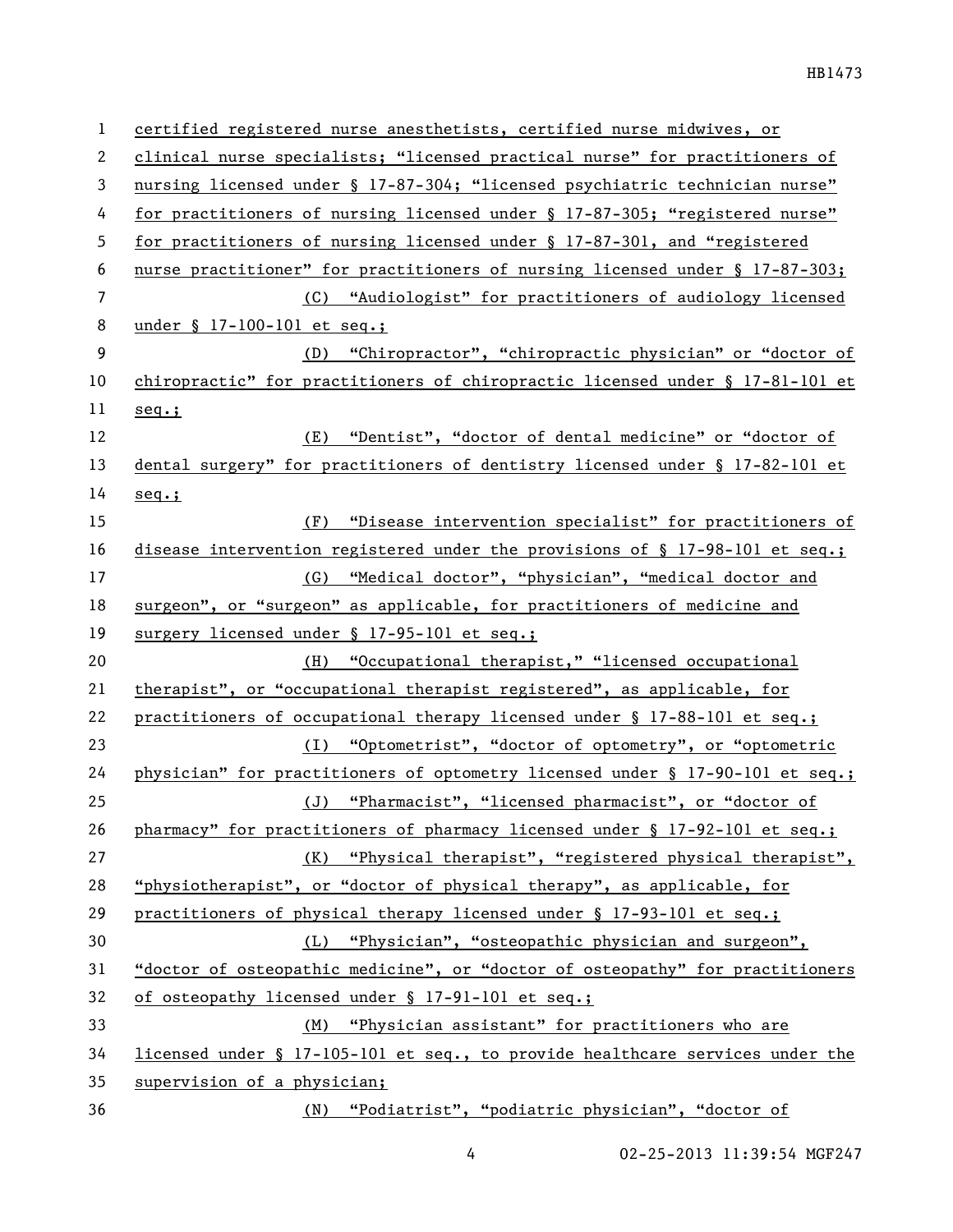certified registered nurse anesthetists, certified nurse midwives, or clinical nurse specialists; "licensed practical nurse" for practitioners of nursing licensed under § 17-87-304; "licensed psychiatric technician nurse" for practitioners of nursing licensed under § 17-87-305; "registered nurse" for practitioners of nursing licensed under § 17-87-301, and "registered nurse practitioner" for practitioners of nursing licensed under § 17-87-303;

(C) "Audiologist" for practitioners of audiology licensed under § 17-100-101 et seq.;

(D) "Chiropractor", "chiropractic physician" or "doctor of chiropractic" for practitioners of chiropractic licensed under § 17-81-101 et seq.;

(E) "Dentist", "doctor of dental medicine" or "doctor of dental surgery" for practitioners of dentistry licensed under § 17-82-101 et seq.;

(F) "Disease intervention specialist" for practitioners of disease intervention registered under the provisions of § 17-98-101 et seq.;

(G) "Medical doctor", "physician", "medical doctor and surgeon", or "surgeon" as applicable, for practitioners of medicine and surgery licensed under § 17-95-101 et seq.;

(H) "Occupational therapist," "licensed occupational therapist", or "occupational therapist registered", as applicable, for practitioners of occupational therapy licensed under § 17-88-101 et seq.;

(I) "Optometrist", "doctor of optometry", or "optometric physician" for practitioners of optometry licensed under § 17-90-101 et seq.;

(J) "Pharmacist", "licensed pharmacist", or "doctor of pharmacy" for practitioners of pharmacy licensed under § 17-92-101 et seq.;

(K) "Physical therapist", "registered physical therapist", "physiotherapist", or "doctor of physical therapy", as applicable, for practitioners of physical therapy licensed under § 17-93-101 et seq.;

(L) "Physician", "osteopathic physician and surgeon", "doctor of osteopathic medicine", or "doctor of osteopathy" for practitioners of osteopathy licensed under § 17-91-101 et seq.;

(M) "Physician assistant" for practitioners who are licensed under § 17-105-101 et seq., to provide healthcare services under the supervision of a physician;

(N) "Podiatrist", "podiatric physician", "doctor of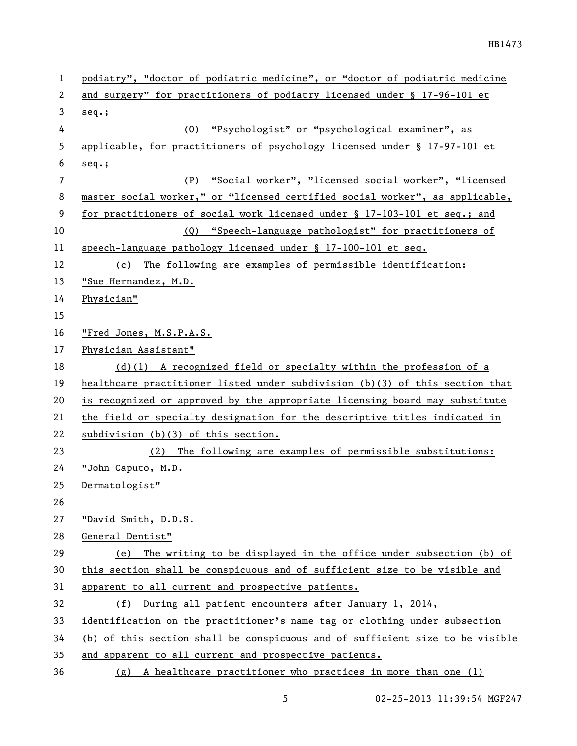podiatry", "doctor of podiatric medicine", or "doctor of podiatric medicine and surgery" for practitioners of podiatry licensed under § 17-96-101 et seq.;

(O) "Psychologist" or "psychological examiner", as applicable, for practitioners of psychology licensed under § 17-97-101 et seq.;

(P) "Social worker", "licensed social worker", "licensed master social worker," or "licensed certified social worker", as applicable, for practitioners of social work licensed under § 17-103-101 et seq.; and

(Q) "Speech-language pathologist" for practitioners of speech-language pathology licensed under § 17-100-101 et seq.

(c) The following are examples of permissible identification:

"Sue Hernandez, M.D.
Physician"

"Fred Jones, M.S.P.A.S.
Physician Assistant"

(d)(1) A recognized field or specialty within the profession of a healthcare practitioner listed under subdivision (b)(3) of this section that is recognized or approved by the appropriate licensing board may substitute the field or specialty designation for the descriptive titles indicated in subdivision (b)(3) of this section.

(2) The following are examples of permissible substitutions:

"John Caputo, M.D.
Dermatologist"

"David Smith, D.D.S.
General Dentist"

(e) The writing to be displayed in the office under subsection (b) of this section shall be conspicuous and of sufficient size to be visible and apparent to all current and prospective patients.

(f) During all patient encounters after January 1, 2014, identification on the practitioner's name tag or clothing under subsection (b) of this section shall be conspicuous and of sufficient size to be visible and apparent to all current and prospective patients.

(g) A healthcare practitioner who practices in more than one (1)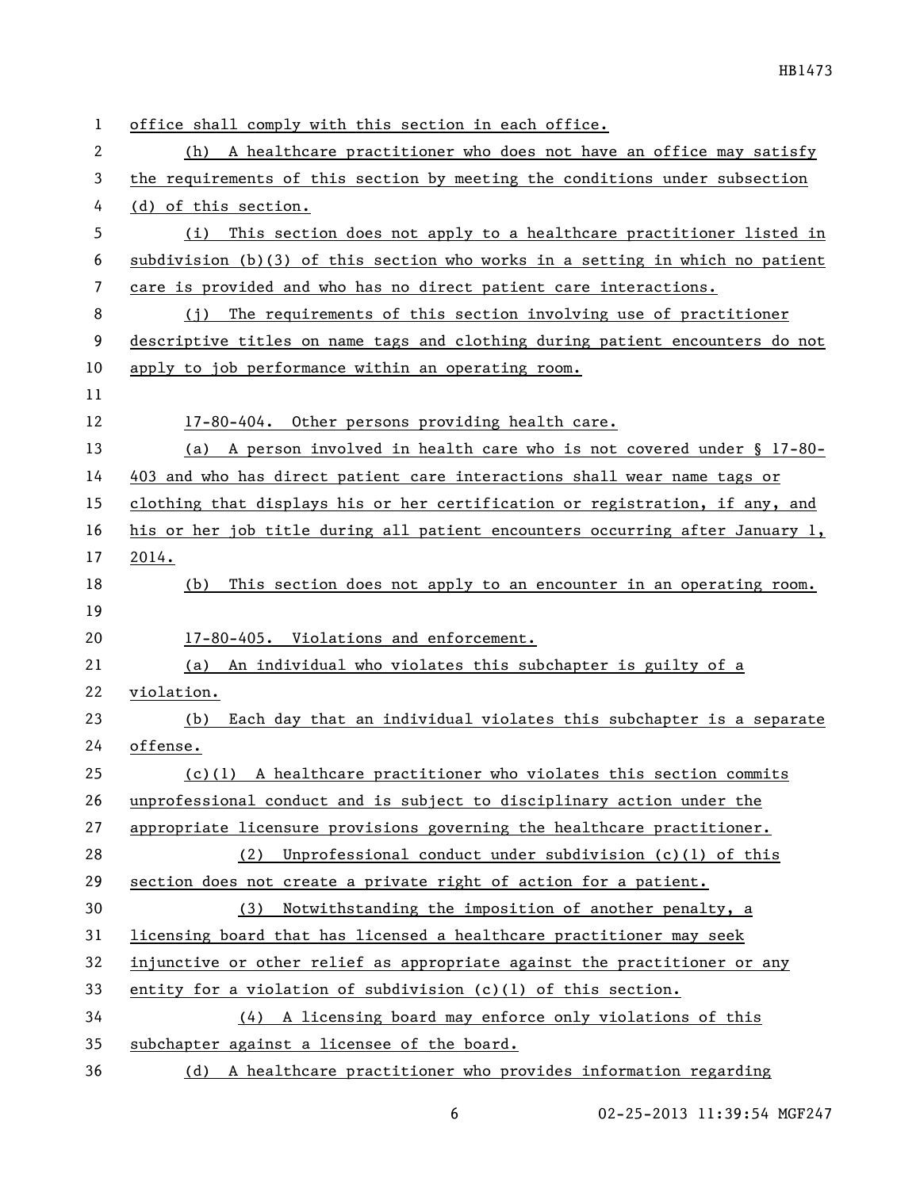office shall comply with this section in each office.

(h) A healthcare practitioner who does not have an office may satisfy the requirements of this section by meeting the conditions under subsection (d) of this section.

(i) This section does not apply to a healthcare practitioner listed in subdivision (b)(3) of this section who works in a setting in which no patient care is provided and who has no direct patient care interactions.

(j) The requirements of this section involving use of practitioner descriptive titles on name tags and clothing during patient encounters do not apply to job performance within an operating room.

17-80-404. Other persons providing health care.

(a) A person involved in health care who is not covered under § 17-80-403 and who has direct patient care interactions shall wear name tags or clothing that displays his or her certification or registration, if any, and his or her job title during all patient encounters occurring after January 1, 2014.

(b) This section does not apply to an encounter in an operating room.

17-80-405. Violations and enforcement.

(a) An individual who violates this subchapter is guilty of a violation.

(b) Each day that an individual violates this subchapter is a separate offense.

(c)(1) A healthcare practitioner who violates this section commits unprofessional conduct and is subject to disciplinary action under the appropriate licensure provisions governing the healthcare practitioner.

(2) Unprofessional conduct under subdivision (c)(1) of this section does not create a private right of action for a patient.

(3) Notwithstanding the imposition of another penalty, a licensing board that has licensed a healthcare practitioner may seek injunctive or other relief as appropriate against the practitioner or any entity for a violation of subdivision (c)(1) of this section.

(4) A licensing board may enforce only violations of this subchapter against a licensee of the board.

(d) A healthcare practitioner who provides information regarding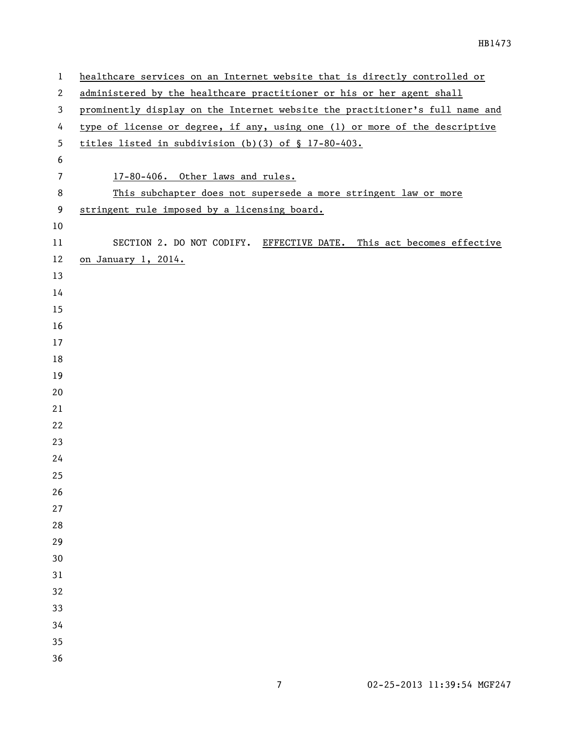healthcare services on an Internet website that is directly controlled or administered by the healthcare practitioner or his or her agent shall prominently display on the Internet website the practitioner's full name and type of license or degree, if any, using one (1) or more of the descriptive titles listed in subdivision (b)(3) of § 17-80-403.

17-80-406. Other laws and rules.

This subchapter does not supersede a more stringent law or more stringent rule imposed by a licensing board.

SECTION 2. DO NOT CODIFY. EFFECTIVE DATE. This act becomes effective on January 1, 2014.